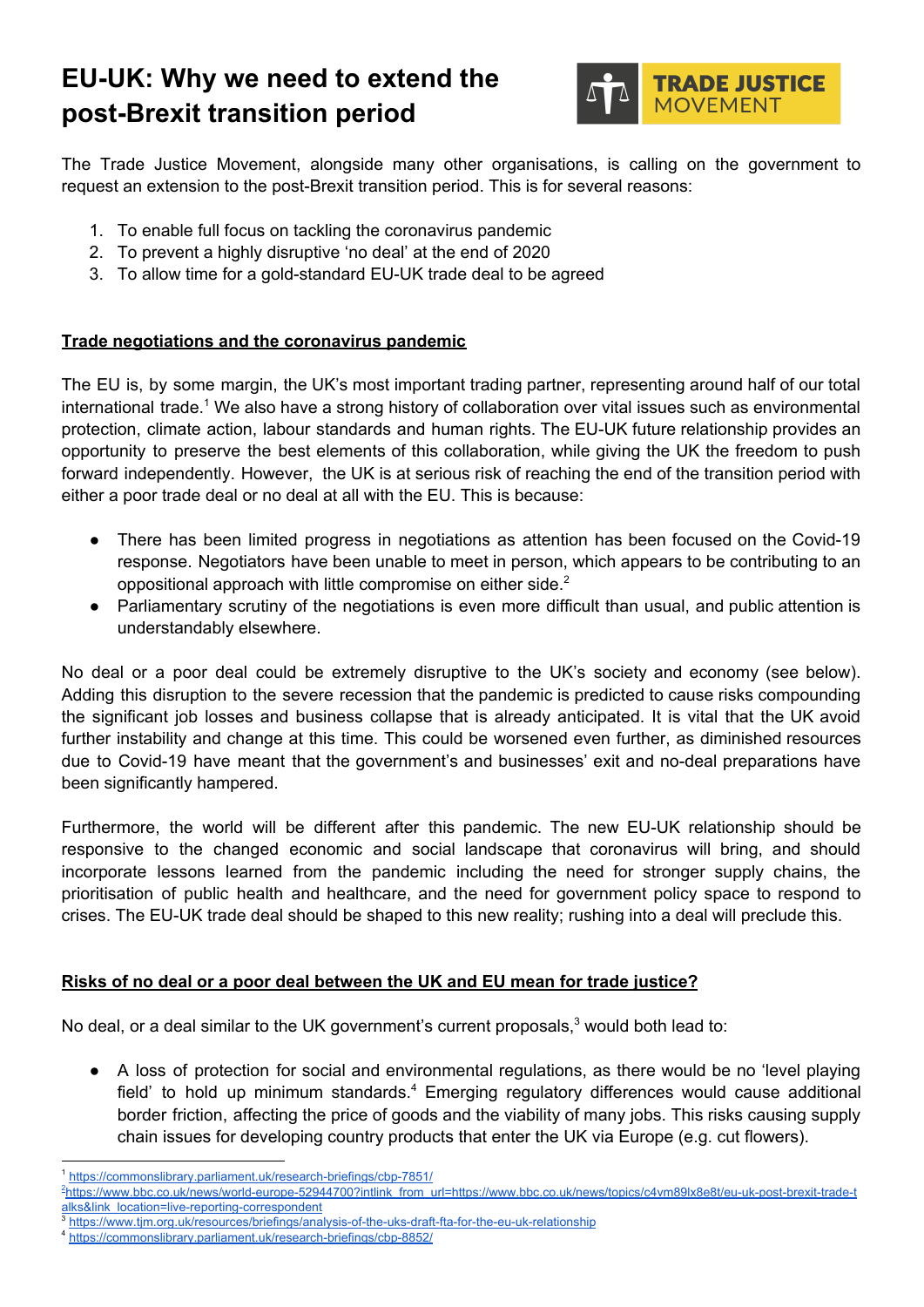# EU-UK: Why we need to extend the post-Brexit transition period

TRADE JUSTICE MOVEMENT

The Trade Justice Movement, alongside many other organisations, is calling on the government to request an extension to the post-Brexit transition period. This is for several reasons:

1. To enable full focus on tackling the coronavirus pandemic
2. To prevent a highly disruptive 'no deal' at the end of 2020
3. To allow time for a gold-standard EU-UK trade deal to be agreed

## Trade negotiations and the coronavirus pandemic

The EU is, by some margin, the UK's most important trading partner, representing around half of our total international trade.[1] We also have a strong history of collaboration over vital issues such as environmental protection, climate action, labour standards and human rights. The EU-UK future relationship provides an opportunity to preserve the best elements of this collaboration, while giving the UK the freedom to push forward independently. However, the UK is at serious risk of reaching the end of the transition period with either a poor trade deal or no deal at all with the EU. This is because:

- There has been limited progress in negotiations as attention has been focused on the Covid-19 response. Negotiators have been unable to meet in person, which appears to be contributing to an oppositional approach with little compromise on either side.[2]
- Parliamentary scrutiny of the negotiations is even more difficult than usual, and public attention is understandably elsewhere.

No deal or a poor deal could be extremely disruptive to the UK's society and economy (see below). Adding this disruption to the severe recession that the pandemic is predicted to cause risks compounding the significant job losses and business collapse that is already anticipated. It is vital that the UK avoid further instability and change at this time. This could be worsened even further, as diminished resources due to Covid-19 have meant that the government's and businesses' exit and no-deal preparations have been significantly hampered.

Furthermore, the world will be different after this pandemic. The new EU-UK relationship should be responsive to the changed economic and social landscape that coronavirus will bring, and should incorporate lessons learned from the pandemic including the need for stronger supply chains, the prioritisation of public health and healthcare, and the need for government policy space to respond to crises. The EU-UK trade deal should be shaped to this new reality; rushing into a deal will preclude this.

## Risks of no deal or a poor deal between the UK and EU mean for trade justice?

No deal, or a deal similar to the UK government's current proposals,[3] would both lead to:

- A loss of protection for social and environmental regulations, as there would be no 'level playing field' to hold up minimum standards.[4] Emerging regulatory differences would cause additional border friction, affecting the price of goods and the viability of many jobs. This risks causing supply chain issues for developing country products that enter the UK via Europe (e.g. cut flowers).

---

[1] https://commonslibrary.parliament.uk/research-briefings/cbp-7851/

[2] https://www.bbc.co.uk/news/world-europe-52944700?intlink_from_url=https://www.bbc.co.uk/news/topics/c4vm89lx8e8t/eu-uk-post-brexit-trade-talks&link_location=live-reporting-correspondent

[3] https://www.tjm.org.uk/resources/briefings/analysis-of-the-uks-draft-fta-for-the-eu-uk-relationship

[4] https://commonslibrary.parliament.uk/research-briefings/cbp-8852/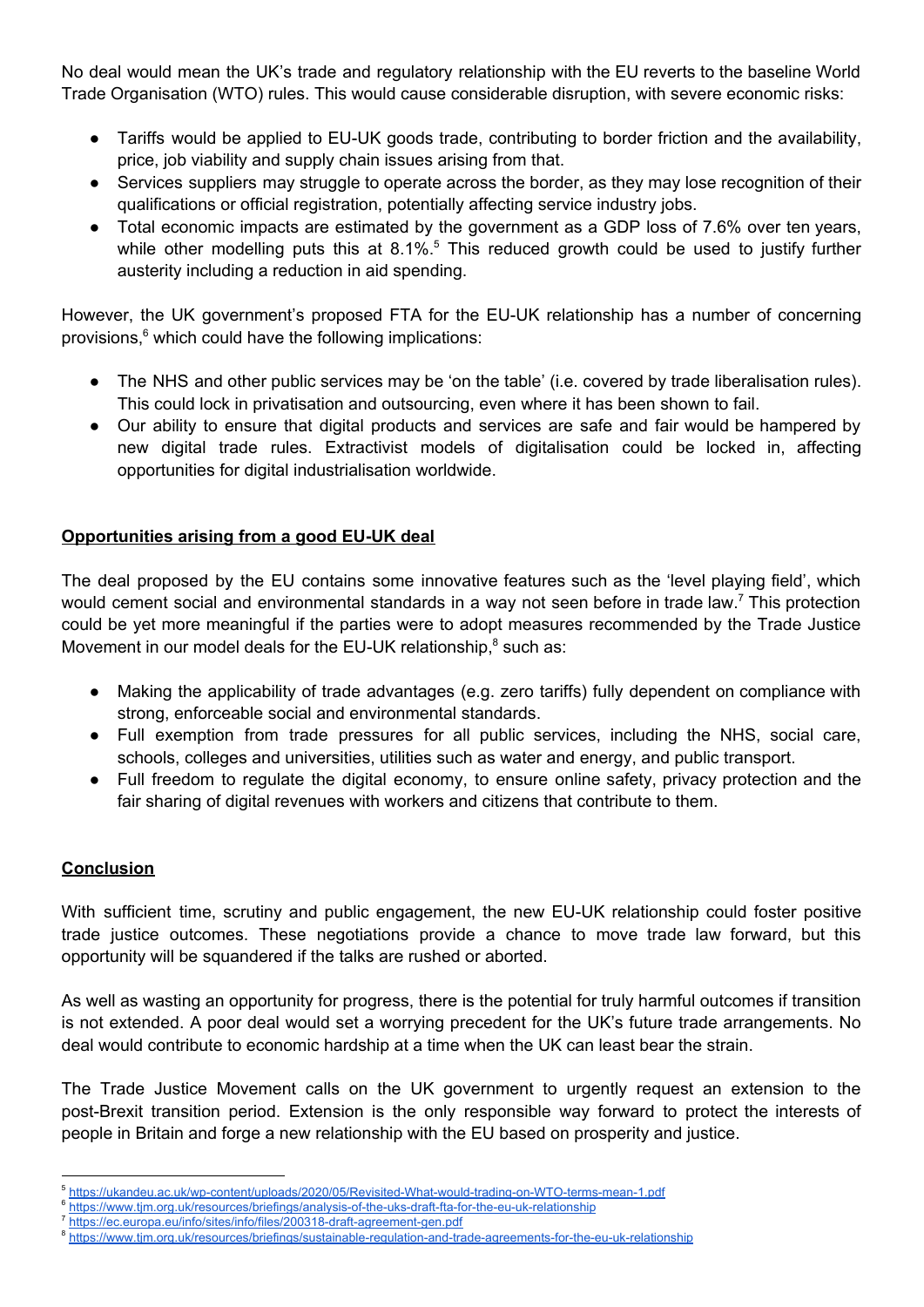No deal would mean the UK's trade and regulatory relationship with the EU reverts to the baseline World Trade Organisation (WTO) rules. This would cause considerable disruption, with severe economic risks:

- Tariffs would be applied to EU-UK goods trade, contributing to border friction and the availability, price, job viability and supply chain issues arising from that.
- Services suppliers may struggle to operate across the border, as they may lose recognition of their qualifications or official registration, potentially affecting service industry jobs.
- Total economic impacts are estimated by the government as a GDP loss of 7.6% over ten years, while other modelling puts this at 8.1%.[5] This reduced growth could be used to justify further austerity including a reduction in aid spending.

However, the UK government's proposed FTA for the EU-UK relationship has a number of concerning provisions,[6] which could have the following implications:

- The NHS and other public services may be 'on the table' (i.e. covered by trade liberalisation rules). This could lock in privatisation and outsourcing, even where it has been shown to fail.
- Our ability to ensure that digital products and services are safe and fair would be hampered by new digital trade rules. Extractivist models of digitalisation could be locked in, affecting opportunities for digital industrialisation worldwide.

## Opportunities arising from a good EU-UK deal

The deal proposed by the EU contains some innovative features such as the 'level playing field', which would cement social and environmental standards in a way not seen before in trade law.[7] This protection could be yet more meaningful if the parties were to adopt measures recommended by the Trade Justice Movement in our model deals for the EU-UK relationship,[8] such as:

- Making the applicability of trade advantages (e.g. zero tariffs) fully dependent on compliance with strong, enforceable social and environmental standards.
- Full exemption from trade pressures for all public services, including the NHS, social care, schools, colleges and universities, utilities such as water and energy, and public transport.
- Full freedom to regulate the digital economy, to ensure online safety, privacy protection and the fair sharing of digital revenues with workers and citizens that contribute to them.

## Conclusion

With sufficient time, scrutiny and public engagement, the new EU-UK relationship could foster positive trade justice outcomes. These negotiations provide a chance to move trade law forward, but this opportunity will be squandered if the talks are rushed or aborted.

As well as wasting an opportunity for progress, there is the potential for truly harmful outcomes if transition is not extended. A poor deal would set a worrying precedent for the UK's future trade arrangements. No deal would contribute to economic hardship at a time when the UK can least bear the strain.

The Trade Justice Movement calls on the UK government to urgently request an extension to the post-Brexit transition period. Extension is the only responsible way forward to protect the interests of people in Britain and forge a new relationship with the EU based on prosperity and justice.

---

[5] https://ukandeu.ac.uk/wp-content/uploads/2020/05/Revisited-What-would-trading-on-WTO-terms-mean-1.pdf

[6] https://www.tjm.org.uk/resources/briefings/analysis-of-the-uks-draft-fta-for-the-eu-uk-relationship

[7] https://ec.europa.eu/info/sites/info/files/200318-draft-agreement-gen.pdf

[8] https://www.tjm.org.uk/resources/briefings/sustainable-regulation-and-trade-agreements-for-the-eu-uk-relationship